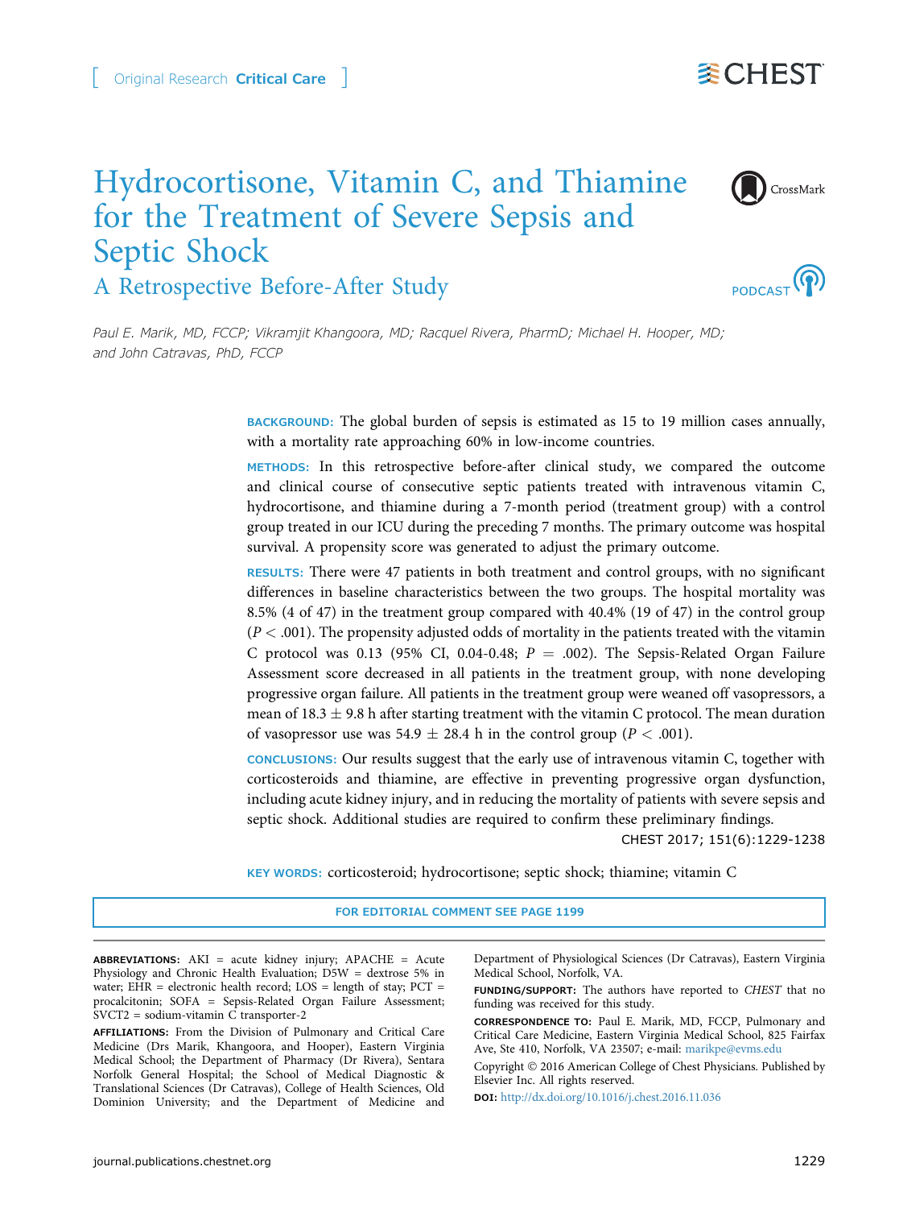Original Research Critical Care

# Hydrocortisone, Vitamin C, and Thiamine for the Treatment of Severe Sepsis and Septic Shock

## A Retrospective Before-After Study

*Paul E. Marik, MD, FCCP; Vikramjit Khangoora, MD; Racquel Rivera, PharmD; Michael H. Hooper, MD; and John Catravas, PhD, FCCP*

**BACKGROUND:** The global burden of sepsis is estimated as 15 to 19 million cases annually, with a mortality rate approaching 60% in low-income countries.

**METHODS:** In this retrospective before-after clinical study, we compared the outcome and clinical course of consecutive septic patients treated with intravenous vitamin C, hydrocortisone, and thiamine during a 7-month period (treatment group) with a control group treated in our ICU during the preceding 7 months. The primary outcome was hospital survival. A propensity score was generated to adjust the primary outcome.

**RESULTS:** There were 47 patients in both treatment and control groups, with no significant differences in baseline characteristics between the two groups. The hospital mortality was 8.5% (4 of 47) in the treatment group compared with 40.4% (19 of 47) in the control group ($P < .001$). The propensity adjusted odds of mortality in the patients treated with the vitamin C protocol was 0.13 (95% CI, 0.04-0.48; $P = .002$). The Sepsis-Related Organ Failure Assessment score decreased in all patients in the treatment group, with none developing progressive organ failure. All patients in the treatment group were weaned off vasopressors, a mean of $18.3 \pm 9.8$ h after starting treatment with the vitamin C protocol. The mean duration of vasopressor use was $54.9 \pm 28.4$ h in the control group ($P < .001$).

**CONCLUSIONS:** Our results suggest that the early use of intravenous vitamin C, together with corticosteroids and thiamine, are effective in preventing progressive organ dysfunction, including acute kidney injury, and in reducing the mortality of patients with severe sepsis and septic shock. Additional studies are required to confirm these preliminary findings.

CHEST 2017; 151(6):1229-1238

**KEY WORDS:** corticosteroid; hydrocortisone; septic shock; thiamine; vitamin C

FOR EDITORIAL COMMENT SEE PAGE 1199

**ABBREVIATIONS:** AKI = acute kidney injury; APACHE = Acute Physiology and Chronic Health Evaluation; D5W = dextrose 5% in water; EHR = electronic health record; LOS = length of stay; PCT = procalcitonin; SOFA = Sepsis-Related Organ Failure Assessment; SVCT2 = sodium-vitamin C transporter-2

**AFFILIATIONS:** From the Division of Pulmonary and Critical Care Medicine (Drs Marik, Khangoora, and Hooper), Eastern Virginia Medical School; the Department of Pharmacy (Dr Rivera), Sentara Norfolk General Hospital; the School of Medical Diagnostic & Translational Sciences (Dr Catravas), College of Health Sciences, Old Dominion University; and the Department of Medicine and Department of Physiological Sciences (Dr Catravas), Eastern Virginia Medical School, Norfolk, VA.

**FUNDING/SUPPORT:** The authors have reported to *CHEST* that no funding was received for this study.

**CORRESPONDENCE TO:** Paul E. Marik, MD, FCCP, Pulmonary and Critical Care Medicine, Eastern Virginia Medical School, 825 Fairfax Ave, Ste 410, Norfolk, VA 23507; e-mail: marikpe@evms.edu

Copyright © 2016 American College of Chest Physicians. Published by Elsevier Inc. All rights reserved.

**DOI:** http://dx.doi.org/10.1016/j.chest.2016.11.036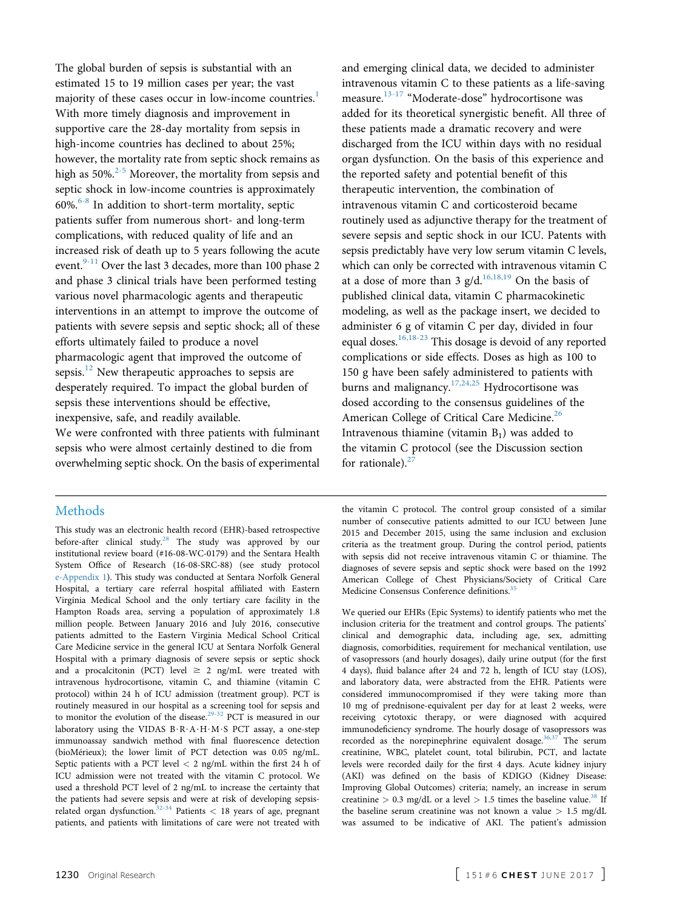The global burden of sepsis is substantial with an estimated 15 to 19 million cases per year; the vast majority of these cases occur in low-income countries.[1] With more timely diagnosis and improvement in supportive care the 28-day mortality from sepsis in high-income countries has declined to about 25%; however, the mortality rate from septic shock remains as high as 50%.[2-5] Moreover, the mortality from sepsis and septic shock in low-income countries is approximately 60%.[6-8] In addition to short-term mortality, septic patients suffer from numerous short- and long-term complications, with reduced quality of life and an increased risk of death up to 5 years following the acute event.[9-11] Over the last 3 decades, more than 100 phase 2 and phase 3 clinical trials have been performed testing various novel pharmacologic agents and therapeutic interventions in an attempt to improve the outcome of patients with severe sepsis and septic shock; all of these efforts ultimately failed to produce a novel pharmacologic agent that improved the outcome of sepsis.[12] New therapeutic approaches to sepsis are desperately required. To impact the global burden of sepsis these interventions should be effective, inexpensive, safe, and readily available.

We were confronted with three patients with fulminant sepsis who were almost certainly destined to die from overwhelming septic shock. On the basis of experimental and emerging clinical data, we decided to administer intravenous vitamin C to these patients as a life-saving measure.[13-17] "Moderate-dose" hydrocortisone was added for its theoretical synergistic benefit. All three of these patients made a dramatic recovery and were discharged from the ICU within days with no residual organ dysfunction. On the basis of this experience and the reported safety and potential benefit of this therapeutic intervention, the combination of intravenous vitamin C and corticosteroid became routinely used as adjunctive therapy for the treatment of severe sepsis and septic shock in our ICU. Patents with sepsis predictably have very low serum vitamin C levels, which can only be corrected with intravenous vitamin C at a dose of more than 3 g/d.[16,18,19] On the basis of published clinical data, vitamin C pharmacokinetic modeling, as well as the package insert, we decided to administer 6 g of vitamin C per day, divided in four equal doses.[16,18-23] This dosage is devoid of any reported complications or side effects. Doses as high as 100 to 150 g have been safely administered to patients with burns and malignancy.[17,24,25] Hydrocortisone was dosed according to the consensus guidelines of the American College of Critical Care Medicine.[26] Intravenous thiamine (vitamin $B_1$) was added to the vitamin C protocol (see the Discussion section for rationale).[27]

## Methods

This study was an electronic health record (EHR)-based retrospective before-after clinical study.[28] The study was approved by our institutional review board (#16-08-WC-0179) and the Sentara Health System Office of Research (16-08-SRC-88) (see study protocol e-Appendix 1). This study was conducted at Sentara Norfolk General Hospital, a tertiary care referral hospital affiliated with Eastern Virginia Medical School and the only tertiary care facility in the Hampton Roads area, serving a population of approximately 1.8 million people. Between January 2016 and July 2016, consecutive patients admitted to the Eastern Virginia Medical School Critical Care Medicine service in the general ICU at Sentara Norfolk General Hospital with a primary diagnosis of severe sepsis or septic shock and a procalcitonin (PCT) level $\geq$ 2 ng/mL were treated with intravenous hydrocortisone, vitamin C, and thiamine (vitamin C protocol) within 24 h of ICU admission (treatment group). PCT is routinely measured in our hospital as a screening tool for sepsis and to monitor the evolution of the disease.[29-32] PCT is measured in our laboratory using the VIDAS B·R·A·H·M·S PCT assay, a one-step immunoassay sandwich method with final fluorescence detection (bioMérieux); the lower limit of PCT detection was 0.05 ng/mL. Septic patients with a PCT level < 2 ng/mL within the first 24 h of ICU admission were not treated with the vitamin C protocol. We used a threshold PCT level of 2 ng/mL to increase the certainty that the patients had severe sepsis and were at risk of developing sepsis-related organ dysfunction.[32-34] Patients < 18 years of age, pregnant patients, and patients with limitations of care were not treated with the vitamin C protocol. The control group consisted of a similar number of consecutive patients admitted to our ICU between June 2015 and December 2015, using the same inclusion and exclusion criteria as the treatment group. During the control period, patients with sepsis did not receive intravenous vitamin C or thiamine. The diagnoses of severe sepsis and septic shock were based on the 1992 American College of Chest Physicians/Society of Critical Care Medicine Consensus Conference definitions.[35]

We queried our EHRs (Epic Systems) to identify patients who met the inclusion criteria for the treatment and control groups. The patients' clinical and demographic data, including age, sex, admitting diagnosis, comorbidities, requirement for mechanical ventilation, use of vasopressors (and hourly dosages), daily urine output (for the first 4 days), fluid balance after 24 and 72 h, length of ICU stay (LOS), and laboratory data, were abstracted from the EHR. Patients were considered immunocompromised if they were taking more than 10 mg of prednisone-equivalent per day for at least 2 weeks, were receiving cytotoxic therapy, or were diagnosed with acquired immunodeficiency syndrome. The hourly dosage of vasopressors was recorded as the norepinephrine equivalent dosage.[36,37] The serum creatinine, WBC, platelet count, total bilirubin, PCT, and lactate levels were recorded daily for the first 4 days. Acute kidney injury (AKI) was defined on the basis of KDIGO (Kidney Disease: Improving Global Outcomes) criteria; namely, an increase in serum creatinine > 0.3 mg/dL or a level > 1.5 times the baseline value.[38] If the baseline serum creatinine was not known a value > 1.5 mg/dL was assumed to be indicative of AKI. The patient's admission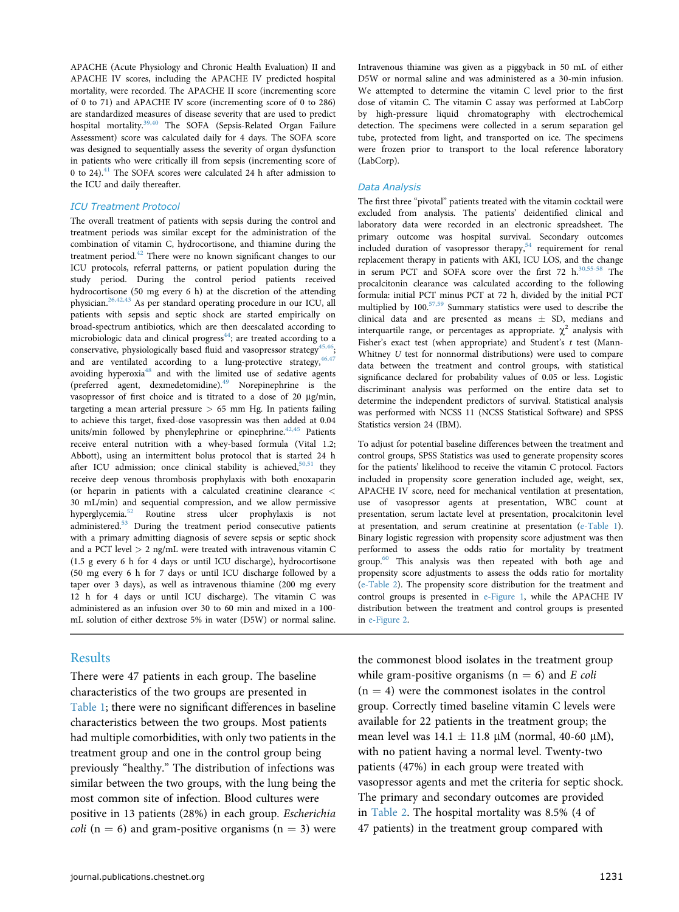APACHE (Acute Physiology and Chronic Health Evaluation) II and APACHE IV scores, including the APACHE IV predicted hospital mortality, were recorded. The APACHE II score (incrementing score of 0 to 71) and APACHE IV score (incrementing score of 0 to 286) are standardized measures of disease severity that are used to predict hospital mortality.[39,40] The SOFA (Sepsis-Related Organ Failure Assessment) score was calculated daily for 4 days. The SOFA score was designed to sequentially assess the severity of organ dysfunction in patients who were critically ill from sepsis (incrementing score of 0 to 24).[41] The SOFA scores were calculated 24 h after admission to the ICU and daily thereafter.

### ICU Treatment Protocol

The overall treatment of patients with sepsis during the control and treatment periods was similar except for the administration of the combination of vitamin C, hydrocortisone, and thiamine during the treatment period.[42] There were no known significant changes to our ICU protocols, referral patterns, or patient population during the study period. During the control period patients received hydrocortisone (50 mg every 6 h) at the discretion of the attending physician.[26,42,43] As per standard operating procedure in our ICU, all patients with sepsis and septic shock are started empirically on broad-spectrum antibiotics, which are then deescalated according to microbiologic data and clinical progress[44]; are treated according to a conservative, physiologically based fluid and vasopressor strategy[45,46]; and are ventilated according to a lung-protective strategy,[46,47] avoiding hyperoxia[48] and with the limited use of sedative agents (preferred agent, dexmedetomidine).[49] Norepinephrine is the vasopressor of first choice and is titrated to a dose of 20 µg/min, targeting a mean arterial pressure > 65 mm Hg. In patients failing to achieve this target, fixed-dose vasopressin was then added at 0.04 units/min followed by phenylephrine or epinephrine.[42,45] Patients receive enteral nutrition with a whey-based formula (Vital 1.2; Abbott), using an intermittent bolus protocol that is started 24 h after ICU admission; once clinical stability is achieved,[50,51] they receive deep venous thrombosis prophylaxis with both enoxaparin (or heparin in patients with a calculated creatinine clearance < 30 mL/min) and sequential compression, and we allow permissive hyperglycemia.[52] Routine stress ulcer prophylaxis is not administered.[53] During the treatment period consecutive patients with a primary admitting diagnosis of severe sepsis or septic shock and a PCT level > 2 ng/mL were treated with intravenous vitamin C (1.5 g every 6 h for 4 days or until ICU discharge), hydrocortisone (50 mg every 6 h for 7 days or until ICU discharge followed by a taper over 3 days), as well as intravenous thiamine (200 mg every 12 h for 4 days or until ICU discharge). The vitamin C was administered as an infusion over 30 to 60 min and mixed in a 100-mL solution of either dextrose 5% in water (D5W) or normal saline. Intravenous thiamine was given as a piggyback in 50 mL of either D5W or normal saline and was administered as a 30-min infusion. We attempted to determine the vitamin C level prior to the first dose of vitamin C. The vitamin C assay was performed at LabCorp by high-pressure liquid chromatography with electrochemical detection. The specimens were collected in a serum separation gel tube, protected from light, and transported on ice. The specimens were frozen prior to transport to the local reference laboratory (LabCorp).

### Data Analysis

The first three "pivotal" patients treated with the vitamin cocktail were excluded from analysis. The patients' deidentified clinical and laboratory data were recorded in an electronic spreadsheet. The primary outcome was hospital survival. Secondary outcomes included duration of vasopressor therapy,[54] requirement for renal replacement therapy in patients with AKI, ICU LOS, and the change in serum PCT and SOFA score over the first 72 h.[30,55-58] The procalcitonin clearance was calculated according to the following formula: initial PCT minus PCT at 72 h, divided by the initial PCT multiplied by 100.[57,59] Summary statistics were used to describe the clinical data and are presented as means ± SD, medians and interquartile range, or percentages as appropriate. $\chi^2$ analysis with Fisher's exact test (when appropriate) and Student's *t* test (Mann-Whitney *U* test for nonnormal distributions) were used to compare data between the treatment and control groups, with statistical significance declared for probability values of 0.05 or less. Logistic discriminant analysis was performed on the entire data set to determine the independent predictors of survival. Statistical analysis was performed with NCSS 11 (NCSS Statistical Software) and SPSS Statistics version 24 (IBM).

To adjust for potential baseline differences between the treatment and control groups, SPSS Statistics was used to generate propensity scores for the patients' likelihood to receive the vitamin C protocol. Factors included in propensity score generation included age, weight, sex, APACHE IV score, need for mechanical ventilation at presentation, use of vasopressor agents at presentation, WBC count at presentation, serum lactate level at presentation, procalcitonin level at presentation, and serum creatinine at presentation (e-Table 1). Binary logistic regression with propensity score adjustment was then performed to assess the odds ratio for mortality by treatment group.[60] This analysis was then repeated with both age and propensity score adjustments to assess the odds ratio for mortality (e-Table 2). The propensity score distribution for the treatment and control groups is presented in e-Figure 1, while the APACHE IV distribution between the treatment and control groups is presented in e-Figure 2.

## Results

There were 47 patients in each group. The baseline characteristics of the two groups are presented in Table 1; there were no significant differences in baseline characteristics between the two groups. Most patients had multiple comorbidities, with only two patients in the treatment group and one in the control group being previously "healthy." The distribution of infections was similar between the two groups, with the lung being the most common site of infection. Blood cultures were positive in 13 patients (28%) in each group. *Escherichia coli* (n = 6) and gram-positive organisms (n = 3) were the commonest blood isolates in the treatment group while gram-positive organisms (n = 6) and *E coli* (n = 4) were the commonest isolates in the control group. Correctly timed baseline vitamin C levels were available for 22 patients in the treatment group; the mean level was 14.1 ± 11.8 µM (normal, 40-60 µM), with no patient having a normal level. Twenty-two patients (47%) in each group were treated with vasopressor agents and met the criteria for septic shock. The primary and secondary outcomes are provided in Table 2. The hospital mortality was 8.5% (4 of 47 patients) in the treatment group compared with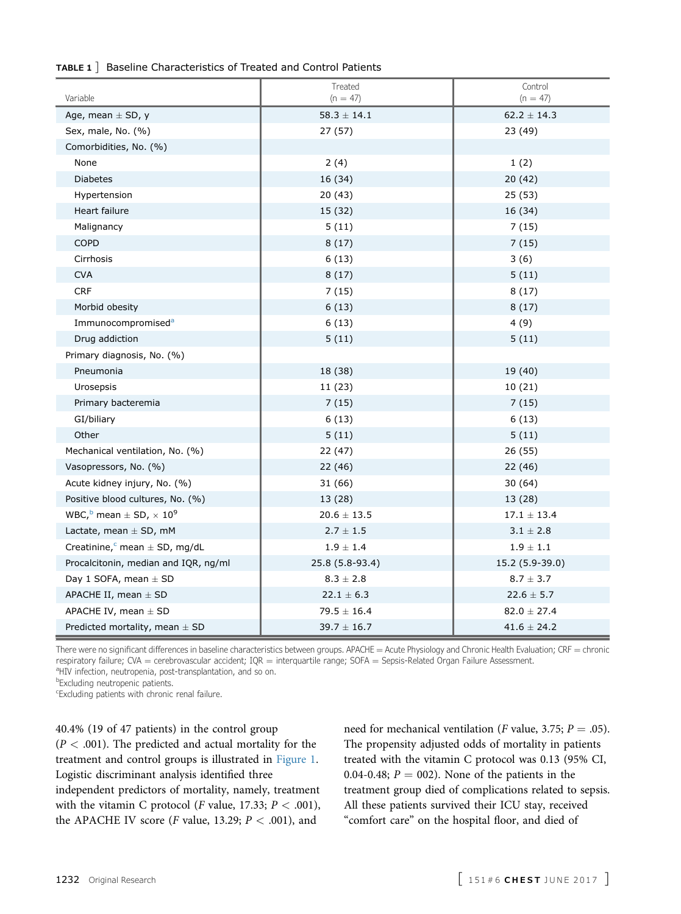**TABLE 1 ]** Baseline Characteristics of Treated and Control Patients

| Variable | Treated (n = 47) | Control (n = 47) |
| --- | --- | --- |
| Age, mean ± SD, y | 58.3 ± 14.1 | 62.2 ± 14.3 |
| Sex, male, No. (%) | 27 (57) | 23 (49) |
| Comorbidities, No. (%) | | |
| None | 2 (4) | 1 (2) |
| Diabetes | 16 (34) | 20 (42) |
| Hypertension | 20 (43) | 25 (53) |
| Heart failure | 15 (32) | 16 (34) |
| Malignancy | 5 (11) | 7 (15) |
| COPD | 8 (17) | 7 (15) |
| Cirrhosis | 6 (13) | 3 (6) |
| CVA | 8 (17) | 5 (11) |
| CRF | 7 (15) | 8 (17) |
| Morbid obesity | 6 (13) | 8 (17) |
| Immunocompromised[a] | 6 (13) | 4 (9) |
| Drug addiction | 5 (11) | 5 (11) |
| Primary diagnosis, No. (%) | | |
| Pneumonia | 18 (38) | 19 (40) |
| Urosepsis | 11 (23) | 10 (21) |
| Primary bacteremia | 7 (15) | 7 (15) |
| GI/biliary | 6 (13) | 6 (13) |
| Other | 5 (11) | 5 (11) |
| Mechanical ventilation, No. (%) | 22 (47) | 26 (55) |
| Vasopressors, No. (%) | 22 (46) | 22 (46) |
| Acute kidney injury, No. (%) | 31 (66) | 30 (64) |
| Positive blood cultures, No. (%) | 13 (28) | 13 (28) |
| WBC,[b] mean ± SD, $\times 10^9$ | 20.6 ± 13.5 | 17.1 ± 13.4 |
| Lactate, mean ± SD, mM | 2.7 ± 1.5 | 3.1 ± 2.8 |
| Creatinine,[c] mean ± SD, mg/dL | 1.9 ± 1.4 | 1.9 ± 1.1 |
| Procalcitonin, median and IQR, ng/ml | 25.8 (5.8-93.4) | 15.2 (5.9-39.0) |
| Day 1 SOFA, mean ± SD | 8.3 ± 2.8 | 8.7 ± 3.7 |
| APACHE II, mean ± SD | 22.1 ± 6.3 | 22.6 ± 5.7 |
| APACHE IV, mean ± SD | 79.5 ± 16.4 | 82.0 ± 27.4 |
| Predicted mortality, mean ± SD | 39.7 ± 16.7 | 41.6 ± 24.2 |

There were no significant differences in baseline characteristics between groups. APACHE = Acute Physiology and Chronic Health Evaluation; CRF = chronic respiratory failure; CVA = cerebrovascular accident; IQR = interquartile range; SOFA = Sepsis-Related Organ Failure Assessment.
[a]HIV infection, neutropenia, post-transplantation, and so on.
[b]Excluding neutropenic patients.
[c]Excluding patients with chronic renal failure.

40.4% (19 of 47 patients) in the control group ($P < .001$). The predicted and actual mortality for the treatment and control groups is illustrated in Figure 1. Logistic discriminant analysis identified three independent predictors of mortality, namely, treatment with the vitamin C protocol (*F* value, 17.33; $P < .001$), the APACHE IV score (*F* value, 13.29; $P < .001$), and need for mechanical ventilation (*F* value, 3.75; $P = .05$). The propensity adjusted odds of mortality in patients treated with the vitamin C protocol was 0.13 (95% CI, 0.04-0.48; $P = 002$). None of the patients in the treatment group died of complications related to sepsis. All these patients survived their ICU stay, received "comfort care" on the hospital floor, and died of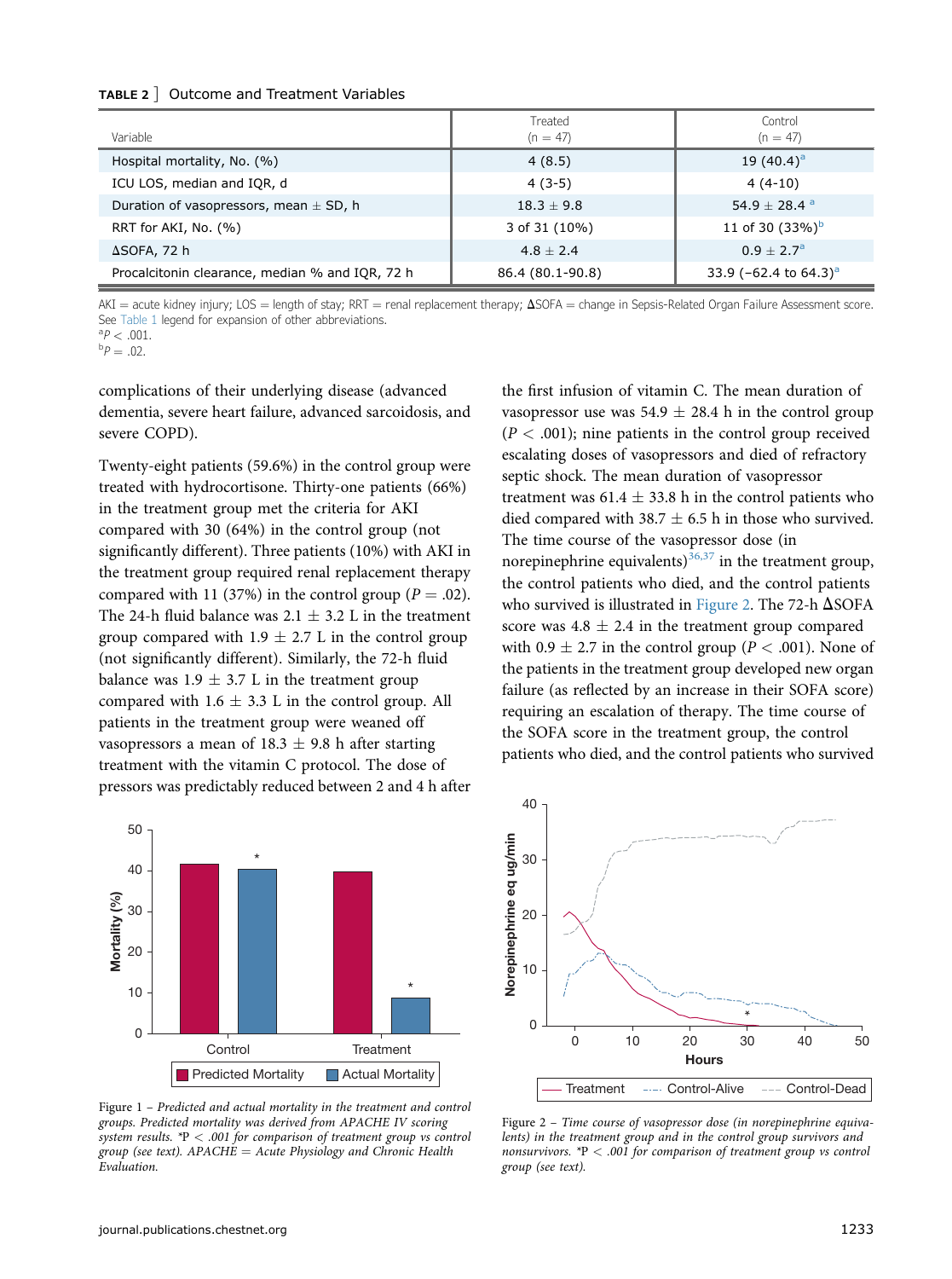**TABLE 2** ] Outcome and Treatment Variables

| Variable | Treated (n = 47) | Control (n = 47) |
|---|---|---|
| Hospital mortality, No. (%) | 4 (8.5) | 19 (40.4)[a] |
| ICU LOS, median and IQR, d | 4 (3-5) | 4 (4-10) |
| Duration of vasopressors, mean ± SD, h | 18.3 ± 9.8 | 54.9 ± 28.4 [a] |
| RRT for AKI, No. (%) | 3 of 31 (10%) | 11 of 30 (33%)[b] |
| ΔSOFA, 72 h | 4.8 ± 2.4 | 0.9 ± 2.7[a] |
| Procalcitonin clearance, median % and IQR, 72 h | 86.4 (80.1-90.8) | 33.9 (−62.4 to 64.3)[a] |

AKI = acute kidney injury; LOS = length of stay; RRT = renal replacement therapy; ΔSOFA = change in Sepsis-Related Organ Failure Assessment score. See Table 1 legend for expansion of other abbreviations.
[a]$P < .001$.
[b]$P = .02$.

complications of their underlying disease (advanced dementia, severe heart failure, advanced sarcoidosis, and severe COPD).

Twenty-eight patients (59.6%) in the control group were treated with hydrocortisone. Thirty-one patients (66%) in the treatment group met the criteria for AKI compared with 30 (64%) in the control group (not significantly different). Three patients (10%) with AKI in the treatment group required renal replacement therapy compared with 11 (37%) in the control group ($P = .02$). The 24-h fluid balance was 2.1 ± 3.2 L in the treatment group compared with 1.9 ± 2.7 L in the control group (not significantly different). Similarly, the 72-h fluid balance was 1.9 ± 3.7 L in the treatment group compared with 1.6 ± 3.3 L in the control group. All patients in the treatment group were weaned off vasopressors a mean of 18.3 ± 9.8 h after starting treatment with the vitamin C protocol. The dose of pressors was predictably reduced between 2 and 4 h after the first infusion of vitamin C. The mean duration of vasopressor use was 54.9 ± 28.4 h in the control group ($P < .001$); nine patients in the control group received escalating doses of vasopressors and died of refractory septic shock. The mean duration of vasopressor treatment was 61.4 ± 33.8 h in the control patients who died compared with 38.7 ± 6.5 h in those who survived. The time course of the vasopressor dose (in norepinephrine equivalents)[36,37] in the treatment group, the control patients who died, and the control patients who survived is illustrated in Figure 2. The 72-h ΔSOFA score was 4.8 ± 2.4 in the treatment group compared with 0.9 ± 2.7 in the control group ($P < .001$). None of the patients in the treatment group developed new organ failure (as reflected by an increase in their SOFA score) requiring an escalation of therapy. The time course of the SOFA score in the treatment group, the control patients who died, and the control patients who survived

Figure 1 – Predicted and actual mortality in the treatment and control groups. Predicted mortality was derived from APACHE IV scoring system results. *P < .001 for comparison of treatment group vs control group (see text). APACHE = Acute Physiology and Chronic Health Evaluation.

Figure 2 – Time course of vasopressor dose (in norepinephrine equivalents) in the treatment group and in the control group survivors and nonsurvivors. *P < .001 for comparison of treatment group vs control group (see text).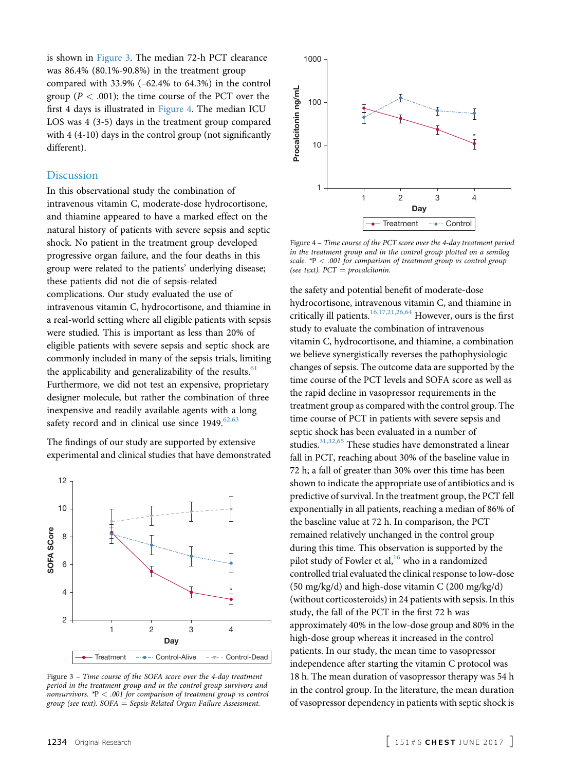is shown in Figure 3. The median 72-h PCT clearance was 86.4% (80.1%-90.8%) in the treatment group compared with 33.9% (–62.4% to 64.3%) in the control group ($P < .001$); the time course of the PCT over the first 4 days is illustrated in Figure 4. The median ICU LOS was 4 (3-5) days in the treatment group compared with 4 (4-10) days in the control group (not significantly different).

## Discussion

In this observational study the combination of intravenous vitamin C, moderate-dose hydrocortisone, and thiamine appeared to have a marked effect on the natural history of patients with severe sepsis and septic shock. No patient in the treatment group developed progressive organ failure, and the four deaths in this group were related to the patients' underlying disease; these patients did not die of sepsis-related complications. Our study evaluated the use of intravenous vitamin C, hydrocortisone, and thiamine in a real-world setting where all eligible patients with sepsis were studied. This is important as less than 20% of eligible patients with severe sepsis and septic shock are commonly included in many of the sepsis trials, limiting the applicability and generalizability of the results.[61] Furthermore, we did not test an expensive, proprietary designer molecule, but rather the combination of three inexpensive and readily available agents with a long safety record and in clinical use since 1949.[62,63]

The findings of our study are supported by extensive experimental and clinical studies that have demonstrated the safety and potential benefit of moderate-dose hydrocortisone, intravenous vitamin C, and thiamine in critically ill patients.[16,17,21,26,64] However, ours is the first study to evaluate the combination of intravenous vitamin C, hydrocortisone, and thiamine, a combination we believe synergistically reverses the pathophysiologic changes of sepsis. The outcome data are supported by the time course of the PCT levels and SOFA score as well as the rapid decline in vasopressor requirements in the treatment group as compared with the control group. The time course of PCT in patients with severe sepsis and septic shock has been evaluated in a number of studies.[31,32,65] These studies have demonstrated a linear fall in PCT, reaching about 30% of the baseline value in 72 h; a fall of greater than 30% over this time has been shown to indicate the appropriate use of antibiotics and is predictive of survival. In the treatment group, the PCT fell exponentially in all patients, reaching a median of 86% of the baseline value at 72 h. In comparison, the PCT remained relatively unchanged in the control group during this time. This observation is supported by the pilot study of Fowler et al,[16] who in a randomized controlled trial evaluated the clinical response to low-dose (50 mg/kg/d) and high-dose vitamin C (200 mg/kg/d) (without corticosteroids) in 24 patients with sepsis. In this study, the fall of the PCT in the first 72 h was approximately 40% in the low-dose group and 80% in the high-dose group whereas it increased in the control patients. In our study, the mean time to vasopressor independence after starting the vitamin C protocol was 18 h. The mean duration of vasopressor therapy was 54 h in the control group. In the literature, the mean duration of vasopressor dependency in patients with septic shock is

Figure 3 – *Time course of the SOFA score over the 4-day treatment period in the treatment group and in the control group survivors and nonsurvivors.* *P < .001 *for comparison of treatment group vs control group (see text). SOFA = Sepsis-Related Organ Failure Assessment.*

Figure 4 – *Time course of the PCT score over the 4-day treatment period in the treatment group and in the control group plotted on a semilog scale.* *P < .001 *for comparison of treatment group vs control group (see text). PCT = procalcitonin.*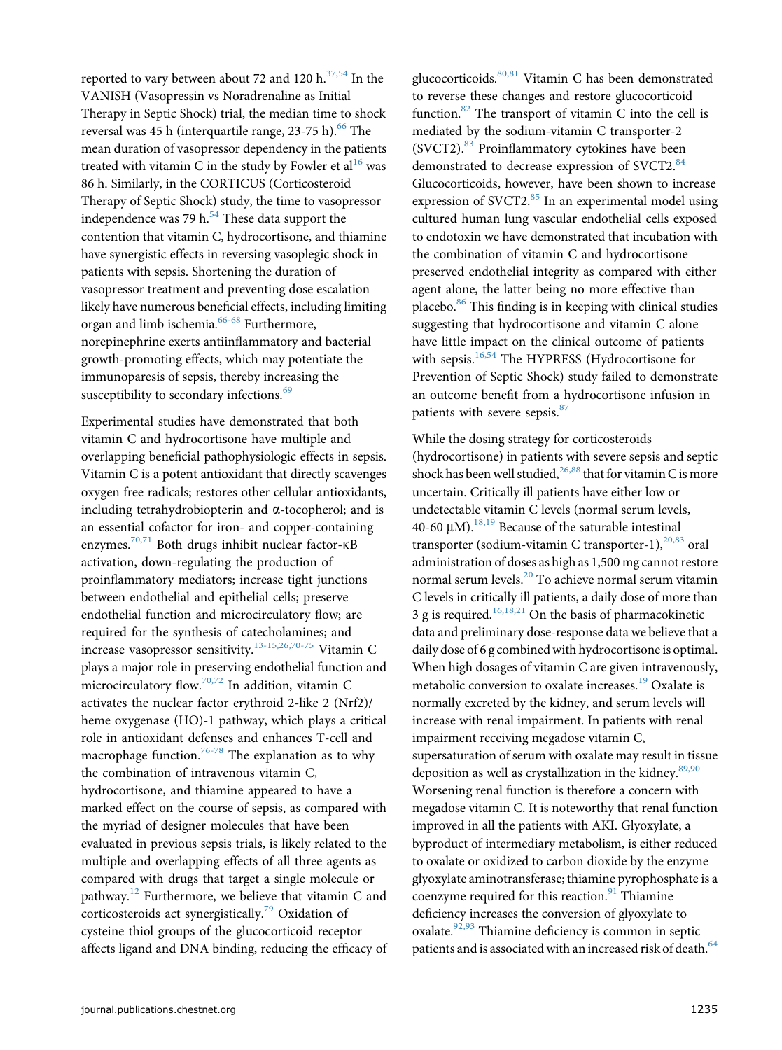reported to vary between about 72 and 120 h.[37,54] In the VANISH (Vasopressin vs Noradrenaline as Initial Therapy in Septic Shock) trial, the median time to shock reversal was 45 h (interquartile range, 23-75 h).[66] The mean duration of vasopressor dependency in the patients treated with vitamin C in the study by Fowler et al[16] was 86 h. Similarly, in the CORTICUS (Corticosteroid Therapy of Septic Shock) study, the time to vasopressor independence was 79 h.[54] These data support the contention that vitamin C, hydrocortisone, and thiamine have synergistic effects in reversing vasoplegic shock in patients with sepsis. Shortening the duration of vasopressor treatment and preventing dose escalation likely have numerous beneficial effects, including limiting organ and limb ischemia.[66-68] Furthermore, norepinephrine exerts antiinflammatory and bacterial growth-promoting effects, which may potentiate the immunoparesis of sepsis, thereby increasing the susceptibility to secondary infections.[69]

Experimental studies have demonstrated that both vitamin C and hydrocortisone have multiple and overlapping beneficial pathophysiologic effects in sepsis. Vitamin C is a potent antioxidant that directly scavenges oxygen free radicals; restores other cellular antioxidants, including tetrahydrobiopterin and α-tocopherol; and is an essential cofactor for iron- and copper-containing enzymes.[70,71] Both drugs inhibit nuclear factor-κB activation, down-regulating the production of proinflammatory mediators; increase tight junctions between endothelial and epithelial cells; preserve endothelial function and microcirculatory flow; are required for the synthesis of catecholamines; and increase vasopressor sensitivity.[13-15,26,70-75] Vitamin C plays a major role in preserving endothelial function and microcirculatory flow.[70,72] In addition, vitamin C activates the nuclear factor erythroid 2-like 2 (Nrf2)/heme oxygenase (HO)-1 pathway, which plays a critical role in antioxidant defenses and enhances T-cell and macrophage function.[76-78] The explanation as to why the combination of intravenous vitamin C, hydrocortisone, and thiamine appeared to have a marked effect on the course of sepsis, as compared with the myriad of designer molecules that have been evaluated in previous sepsis trials, is likely related to the multiple and overlapping effects of all three agents as compared with drugs that target a single molecule or pathway.[12] Furthermore, we believe that vitamin C and corticosteroids act synergistically.[79] Oxidation of cysteine thiol groups of the glucocorticoid receptor affects ligand and DNA binding, reducing the efficacy of glucocorticoids.[80,81] Vitamin C has been demonstrated to reverse these changes and restore glucocorticoid function.[82] The transport of vitamin C into the cell is mediated by the sodium-vitamin C transporter-2 (SVCT2).[83] Proinflammatory cytokines have been demonstrated to decrease expression of SVCT2.[84] Glucocorticoids, however, have been shown to increase expression of SVCT2.[85] In an experimental model using cultured human lung vascular endothelial cells exposed to endotoxin we have demonstrated that incubation with the combination of vitamin C and hydrocortisone preserved endothelial integrity as compared with either agent alone, the latter being no more effective than placebo.[86] This finding is in keeping with clinical studies suggesting that hydrocortisone and vitamin C alone have little impact on the clinical outcome of patients with sepsis.[16,54] The HYPRESS (Hydrocortisone for Prevention of Septic Shock) study failed to demonstrate an outcome benefit from a hydrocortisone infusion in patients with severe sepsis.[87]

While the dosing strategy for corticosteroids (hydrocortisone) in patients with severe sepsis and septic shock has been well studied,[26,88] that for vitamin C is more uncertain. Critically ill patients have either low or undetectable vitamin C levels (normal serum levels, 40-60 μM).[18,19] Because of the saturable intestinal transporter (sodium-vitamin C transporter-1),[20,83] oral administration of doses as high as 1,500 mg cannot restore normal serum levels.[20] To achieve normal serum vitamin C levels in critically ill patients, a daily dose of more than 3 g is required.[16,18,21] On the basis of pharmacokinetic data and preliminary dose-response data we believe that a daily dose of 6 g combined with hydrocortisone is optimal. When high dosages of vitamin C are given intravenously, metabolic conversion to oxalate increases.[19] Oxalate is normally excreted by the kidney, and serum levels will increase with renal impairment. In patients with renal impairment receiving megadose vitamin C, supersaturation of serum with oxalate may result in tissue deposition as well as crystallization in the kidney.[89,90] Worsening renal function is therefore a concern with megadose vitamin C. It is noteworthy that renal function improved in all the patients with AKI. Glyoxylate, a byproduct of intermediary metabolism, is either reduced to oxalate or oxidized to carbon dioxide by the enzyme glyoxylate aminotransferase; thiamine pyrophosphate is a coenzyme required for this reaction.[91] Thiamine deficiency increases the conversion of glyoxylate to oxalate.[92,93] Thiamine deficiency is common in septic patients and is associated with an increased risk of death.[64]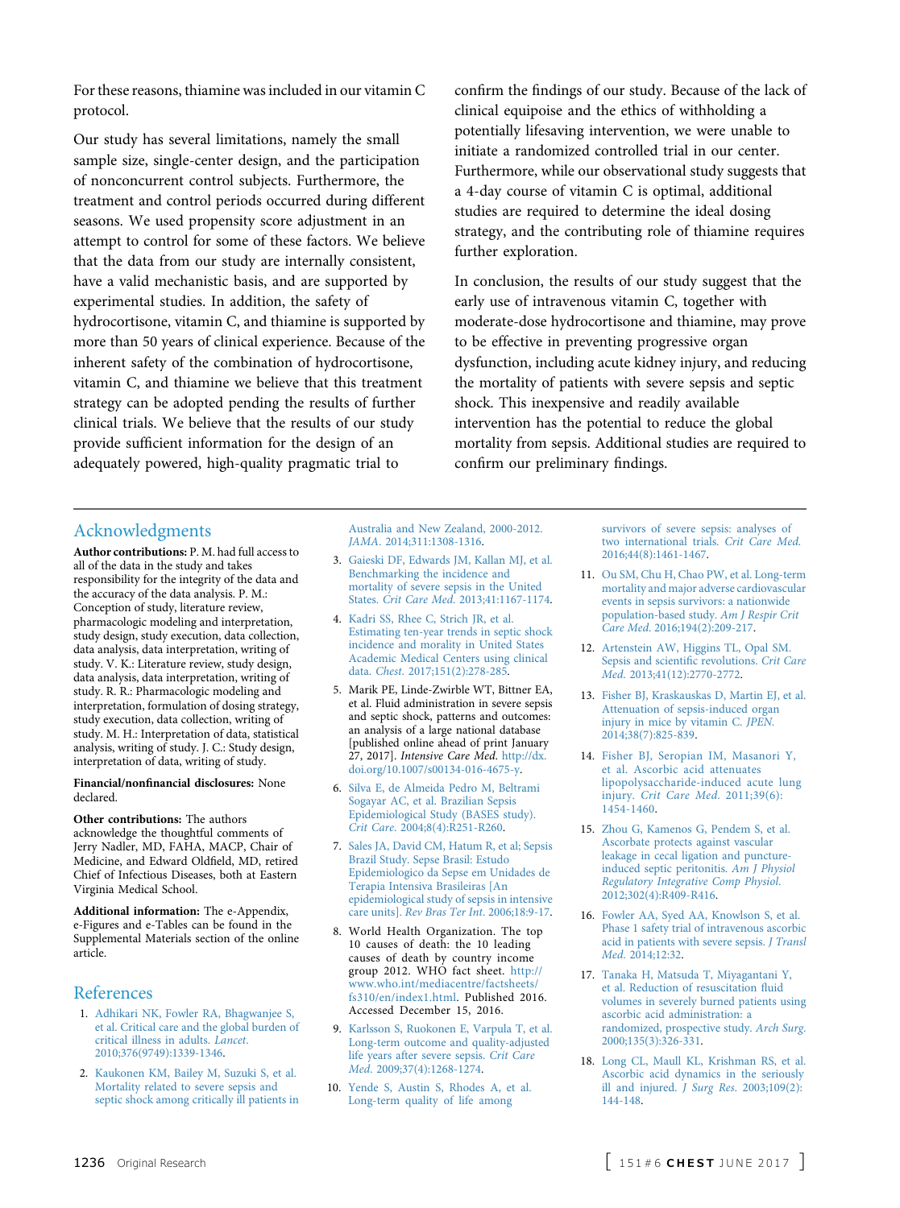For these reasons, thiamine was included in our vitamin C protocol.

Our study has several limitations, namely the small sample size, single-center design, and the participation of nonconcurrent control subjects. Furthermore, the treatment and control periods occurred during different seasons. We used propensity score adjustment in an attempt to control for some of these factors. We believe that the data from our study are internally consistent, have a valid mechanistic basis, and are supported by experimental studies. In addition, the safety of hydrocortisone, vitamin C, and thiamine is supported by more than 50 years of clinical experience. Because of the inherent safety of the combination of hydrocortisone, vitamin C, and thiamine we believe that this treatment strategy can be adopted pending the results of further clinical trials. We believe that the results of our study provide sufficient information for the design of an adequately powered, high-quality pragmatic trial to confirm the findings of our study. Because of the lack of clinical equipoise and the ethics of withholding a potentially lifesaving intervention, we were unable to initiate a randomized controlled trial in our center. Furthermore, while our observational study suggests that a 4-day course of vitamin C is optimal, additional studies are required to determine the ideal dosing strategy, and the contributing role of thiamine requires further exploration.

In conclusion, the results of our study suggest that the early use of intravenous vitamin C, together with moderate-dose hydrocortisone and thiamine, may prove to be effective in preventing progressive organ dysfunction, including acute kidney injury, and reducing the mortality of patients with severe sepsis and septic shock. This inexpensive and readily available intervention has the potential to reduce the global mortality from sepsis. Additional studies are required to confirm our preliminary findings.

## Acknowledgments

**Author contributions:** P. M. had full access to all of the data in the study and takes responsibility for the integrity of the data and the accuracy of the data analysis. P. M.: Conception of study, literature review, pharmacologic modeling and interpretation, study design, study execution, data collection, data analysis, data interpretation, writing of study. V. K.: Literature review, study design, data analysis, data interpretation, writing of study. R. R.: Pharmacologic modeling and interpretation, formulation of dosing strategy, study execution, data collection, writing of study. M. H.: Interpretation of data, statistical analysis, writing of study. J. C.: Study design, interpretation of data, writing of study.

**Financial/nonfinancial disclosures:** None declared.

**Other contributions:** The authors acknowledge the thoughtful comments of Jerry Nadler, MD, FAHA, MACP, Chair of Medicine, and Edward Oldfield, MD, retired Chief of Infectious Diseases, both at Eastern Virginia Medical School.

**Additional information:** The e-Appendix, e-Figures and e-Tables can be found in the Supplemental Materials section of the online article.

## References

1. Adhikari NK, Fowler RA, Bhagwanjee S, et al. Critical care and the global burden of critical illness in adults. *Lancet*. 2010;376(9749):1339-1346.
2. Kaukonen KM, Bailey M, Suzuki S, et al. Mortality related to severe sepsis and septic shock among critically ill patients in Australia and New Zealand, 2000-2012. *JAMA*. 2014;311:1308-1316.
3. Gaieski DF, Edwards JM, Kallan MJ, et al. Benchmarking the incidence and mortality of severe sepsis in the United States. *Crit Care Med*. 2013;41:1167-1174.
4. Kadri SS, Rhee C, Strich JR, et al. Estimating ten-year trends in septic shock incidence and morality in United States Academic Medical Centers using clinical data. *Chest*. 2017;151(2):278-285.
5. Marik PE, Linde-Zwirble WT, Bittner EA, et al. Fluid administration in severe sepsis and septic shock, patterns and outcomes: an analysis of a large national database [published online ahead of print January 27, 2017]. *Intensive Care Med*. http://dx.doi.org/10.1007/s00134-016-4675-y.
6. Silva E, de Almeida Pedro M, Beltrami Sogayar AC, et al. Brazilian Sepsis Epidemiological Study (BASES study). *Crit Care*. 2004;8(4):R251-R260.
7. Sales JA, David CM, Hatum R, et al; Sepsis Brazil Study. Sepse Brasil: Estudo Epidemiologico da Sepse em Unidades de Terapia Intensiva Brasileiras [An epidemiological study of sepsis in intensive care units]. *Rev Bras Ter Int*. 2006;18:9-17.
8. World Health Organization. The top 10 causes of death: the 10 leading causes of death by country income group 2012. WHO fact sheet. http://www.who.int/mediacentre/factsheets/fs310/en/index1.html. Published 2016. Accessed December 15, 2016.
9. Karlsson S, Ruokonen E, Varpula T, et al. Long-term outcome and quality-adjusted life years after severe sepsis. *Crit Care Med*. 2009;37(4):1268-1274.
10. Yende S, Austin S, Rhodes A, et al. Long-term quality of life among survivors of severe sepsis: analyses of two international trials. *Crit Care Med*. 2016;44(8):1461-1467.
11. Ou SM, Chu H, Chao PW, et al. Long-term mortality and major adverse cardiovascular events in sepsis survivors: a nationwide population-based study. *Am J Respir Crit Care Med*. 2016;194(2):209-217.
12. Artenstein AW, Higgins TL, Opal SM. Sepsis and scientific revolutions. *Crit Care Med*. 2013;41(12):2770-2772.
13. Fisher BJ, Kraskauskas D, Martin EJ, et al. Attenuation of sepsis-induced organ injury in mice by vitamin C. *JPEN*. 2014;38(7):825-839.
14. Fisher BJ, Seropian IM, Masanori Y, et al. Ascorbic acid attenuates lipopolysaccharide-induced acute lung injury. *Crit Care Med*. 2011;39(6):1454-1460.
15. Zhou G, Kamenos G, Pendem S, et al. Ascorbate protects against vascular leakage in cecal ligation and puncture-induced septic peritonitis. *Am J Physiol Regulatory Integrative Comp Physiol*. 2012;302(4):R409-R416.
16. Fowler AA, Syed AA, Knowlson S, et al. Phase 1 safety trial of intravenous ascorbic acid in patients with severe sepsis. *J Transl Med*. 2014;12:32.
17. Tanaka H, Matsuda T, Miyagantani Y, et al. Reduction of resuscitation fluid volumes in severely burned patients using ascorbic acid administration: a randomized, prospective study. *Arch Surg*. 2000;135(3):326-331.
18. Long CL, Maull KL, Krishman RS, et al. Ascorbic acid dynamics in the seriously ill and injured. *J Surg Res*. 2003;109(2):144-148.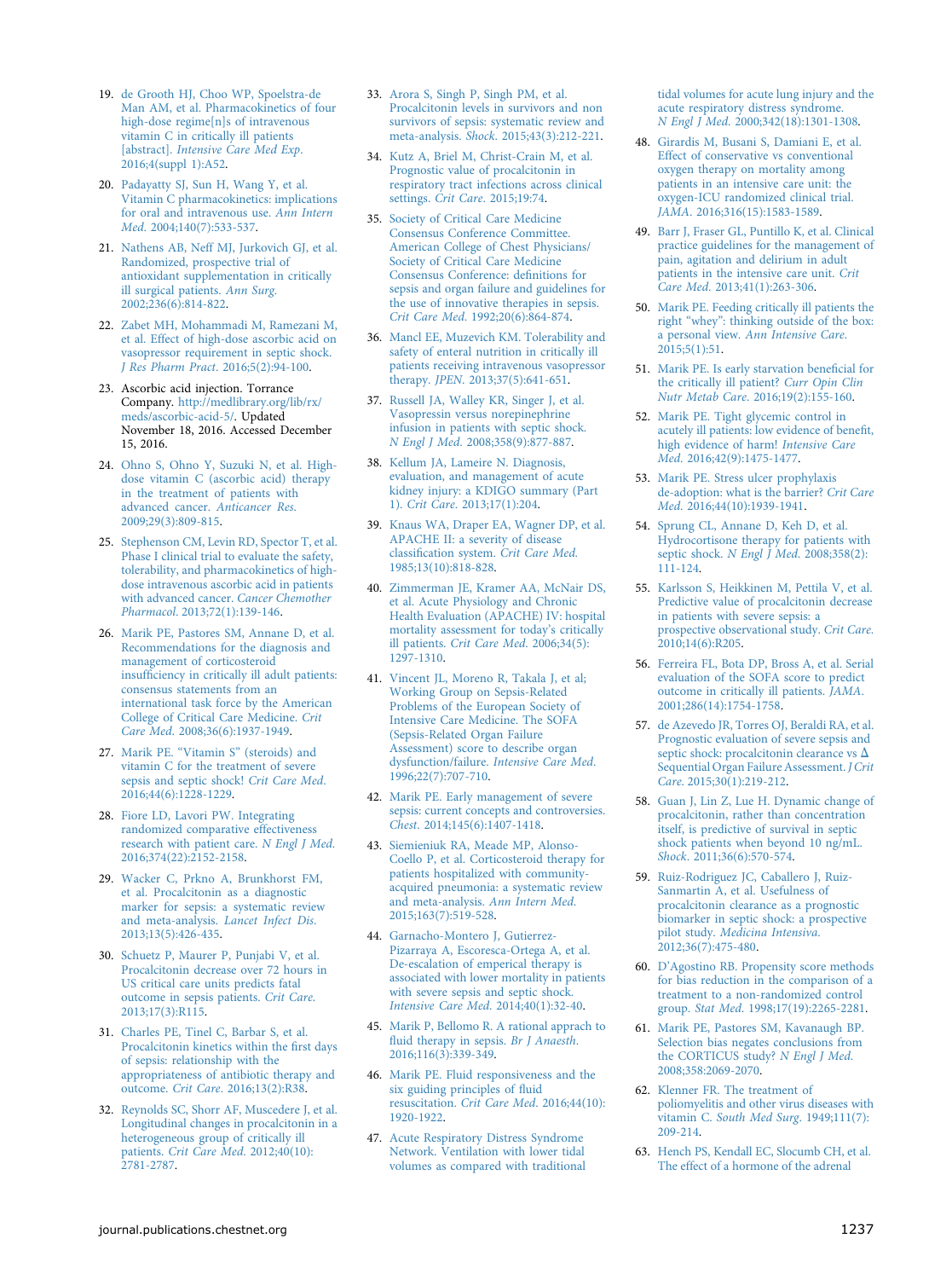19. de Grooth HJ, Choo WP, Spoelstra-de Man AM, et al. Pharmacokinetics of four high-dose regime[n]s of intravenous vitamin C in critically ill patients [abstract]. *Intensive Care Med Exp*. 2016;4(suppl 1):A52.
20. Padayatty SJ, Sun H, Wang Y, et al. Vitamin C pharmacokinetics: implications for oral and intravenous use. *Ann Intern Med*. 2004;140(7):533-537.
21. Nathens AB, Neff MJ, Jurkovich GJ, et al. Randomized, prospective trial of antioxidant supplementation in critically ill surgical patients. *Ann Surg*. 2002;236(6):814-822.
22. Zabet MH, Mohammadi M, Ramezani M, et al. Effect of high-dose ascorbic acid on vasopressor requirement in septic shock. *J Res Pharm Pract*. 2016;5(2):94-100.
23. Ascorbic acid injection. Torrance Company. http://medlibrary.org/lib/rx/meds/ascorbic-acid-5/. Updated November 18, 2016. Accessed December 15, 2016.
24. Ohno S, Ohno Y, Suzuki N, et al. High-dose vitamin C (ascorbic acid) therapy in the treatment of patients with advanced cancer. *Anticancer Res*. 2009;29(3):809-815.
25. Stephenson CM, Levin RD, Spector T, et al. Phase I clinical trial to evaluate the safety, tolerability, and pharmacokinetics of high-dose intravenous ascorbic acid in patients with advanced cancer. *Cancer Chemother Pharmacol*. 2013;72(1):139-146.
26. Marik PE, Pastores SM, Annane D, et al. Recommendations for the diagnosis and management of corticosteroid insufficiency in critically ill adult patients: consensus statements from an international task force by the American College of Critical Care Medicine. *Crit Care Med*. 2008;36(6):1937-1949.
27. Marik PE. "Vitamin S" (steroids) and vitamin C for the treatment of severe sepsis and septic shock! *Crit Care Med*. 2016;44(6):1228-1229.
28. Fiore LD, Lavori PW. Integrating randomized comparative effectiveness research with patient care. *N Engl J Med*. 2016;374(22):2152-2158.
29. Wacker C, Prkno A, Brunkhorst FM, et al. Procalcitonin as a diagnostic marker for sepsis: a systematic review and meta-analysis. *Lancet Infect Dis*. 2013;13(5):426-435.
30. Schuetz P, Maurer P, Punjabi V, et al. Procalcitonin decrease over 72 hours in US critical care units predicts fatal outcome in sepsis patients. *Crit Care*. 2013;17(3):R115.
31. Charles PE, Tinel C, Barbar S, et al. Procalcitonin kinetics within the first days of sepsis: relationship with the appropriateness of antibiotic therapy and outcome. *Crit Care*. 2016;13(2):R38.
32. Reynolds SC, Shorr AF, Muscedere J, et al. Longitudinal changes in procalcitonin in a heterogeneous group of critically ill patients. *Crit Care Med*. 2012;40(10):2781-2787.
33. Arora S, Singh P, Singh PM, et al. Procalcitonin levels in survivors and non survivors of sepsis: systematic review and meta-analysis. *Shock*. 2015;43(3):212-221.
34. Kutz A, Briel M, Christ-Crain M, et al. Prognostic value of procalcitonin in respiratory tract infections across clinical settings. *Crit Care*. 2015;19:74.
35. Society of Critical Care Medicine Consensus Conference Committee. American College of Chest Physicians/Society of Critical Care Medicine Consensus Conference: definitions for sepsis and organ failure and guidelines for the use of innovative therapies in sepsis. *Crit Care Med*. 1992;20(6):864-874.
36. Mancl EE, Muzevich KM. Tolerability and safety of enteral nutrition in critically ill patients receiving intravenous vasopressor therapy. *JPEN*. 2013;37(5):641-651.
37. Russell JA, Walley KR, Singer J, et al. Vasopressin versus norepinephrine infusion in patients with septic shock. *N Engl J Med*. 2008;358(9):877-887.
38. Kellum JA, Lameire N. Diagnosis, evaluation, and management of acute kidney injury: a KDIGO summary (Part 1). *Crit Care*. 2013;17(1):204.
39. Knaus WA, Draper EA, Wagner DP, et al. APACHE II: a severity of disease classification system. *Crit Care Med*. 1985;13(10):818-828.
40. Zimmerman JE, Kramer AA, McNair DS, et al. Acute Physiology and Chronic Health Evaluation (APACHE) IV: hospital mortality assessment for today's critically ill patients. *Crit Care Med*. 2006;34(5):1297-1310.
41. Vincent JL, Moreno R, Takala J, et al; Working Group on Sepsis-Related Problems of the European Society of Intensive Care Medicine. The SOFA (Sepsis-Related Organ Failure Assessment) score to describe organ dysfunction/failure. *Intensive Care Med*. 1996;22(7):707-710.
42. Marik PE. Early management of severe sepsis: current concepts and controversies. *Chest*. 2014;145(6):1407-1418.
43. Siemieniuk RA, Meade MP, Alonso-Coello P, et al. Corticosteroid therapy for patients hospitalized with community-acquired pneumonia: a systematic review and meta-analysis. *Ann Intern Med*. 2015;163(7):519-528.
44. Garnacho-Montero J, Gutierrez-Pizarraya A, Escoresca-Ortega A, et al. De-escalation of emperical therapy is associated with lower mortality in patients with severe sepsis and septic shock. *Intensive Care Med*. 2014;40(1):32-40.
45. Marik P, Bellomo R. A rational apprach to fluid therapy in sepsis. *Br J Anaesth*. 2016;116(3):339-349.
46. Marik PE. Fluid responsiveness and the six guiding principles of fluid resuscitation. *Crit Care Med*. 2016;44(10):1920-1922.
47. Acute Respiratory Distress Syndrome Network. Ventilation with lower tidal volumes as compared with traditional tidal volumes for acute lung injury and the acute respiratory distress syndrome. *N Engl J Med*. 2000;342(18):1301-1308.
48. Girardis M, Busani S, Damiani E, et al. Effect of conservative vs conventional oxygen therapy on mortality among patients in an intensive care unit: the oxygen-ICU randomized clinical trial. *JAMA*. 2016;316(15):1583-1589.
49. Barr J, Fraser GL, Puntillo K, et al. Clinical practice guidelines for the management of pain, agitation and delirium in adult patients in the intensive care unit. *Crit Care Med*. 2013;41(1):263-306.
50. Marik PE. Feeding critically ill patients the right "whey": thinking outside of the box: a personal view. *Ann Intensive Care*. 2015;5(1):51.
51. Marik PE. Is early starvation beneficial for the critically ill patient? *Curr Opin Clin Nutr Metab Care*. 2016;19(2):155-160.
52. Marik PE. Tight glycemic control in acutely ill patients: low evidence of benefit, high evidence of harm! *Intensive Care Med*. 2016;42(9):1475-1477.
53. Marik PE. Stress ulcer prophylaxis de-adoption: what is the barrier? *Crit Care Med*. 2016;44(10):1939-1941.
54. Sprung CL, Annane D, Keh D, et al. Hydrocortisone therapy for patients with septic shock. *N Engl J Med*. 2008;358(2):111-124.
55. Karlsson S, Heikkinen M, Pettila V, et al. Predictive value of procalcitonin decrease in patients with severe sepsis: a prospective observational study. *Crit Care*. 2010;14(6):R205.
56. Ferreira FL, Bota DP, Bross A, et al. Serial evaluation of the SOFA score to predict outcome in critically ill patients. *JAMA*. 2001;286(14):1754-1758.
57. de Azevedo JR, Torres OJ, Beraldi RA, et al. Prognostic evaluation of severe sepsis and septic shock: procalcitonin clearance vs Δ Sequential Organ Failure Assessment. *J Crit Care*. 2015;30(1):219-212.
58. Guan J, Lin Z, Lue H. Dynamic change of procalcitonin, rather than concentration itself, is predictive of survival in septic shock patients when beyond 10 ng/mL. *Shock*. 2011;36(6):570-574.
59. Ruiz-Rodriguez JC, Caballero J, Ruiz-Sanmartin A, et al. Usefulness of procalcitonin clearance as a prognostic biomarker in septic shock: a prospective pilot study. *Medicina Intensiva*. 2012;36(7):475-480.
60. D'Agostino RB. Propensity score methods for bias reduction in the comparison of a treatment to a non-randomized control group. *Stat Med*. 1998;17(19):2265-2281.
61. Marik PE, Pastores SM, Kavanaugh BP. Selection bias negates conclusions from the CORTICUS study? *N Engl J Med*. 2008;358:2069-2070.
62. Klenner FR. The treatment of poliomyelitis and other virus diseases with vitamin C. *South Med Surg*. 1949;111(7):209-214.
63. Hench PS, Kendall EC, Slocumb CH, et al. The effect of a hormone of the adrenal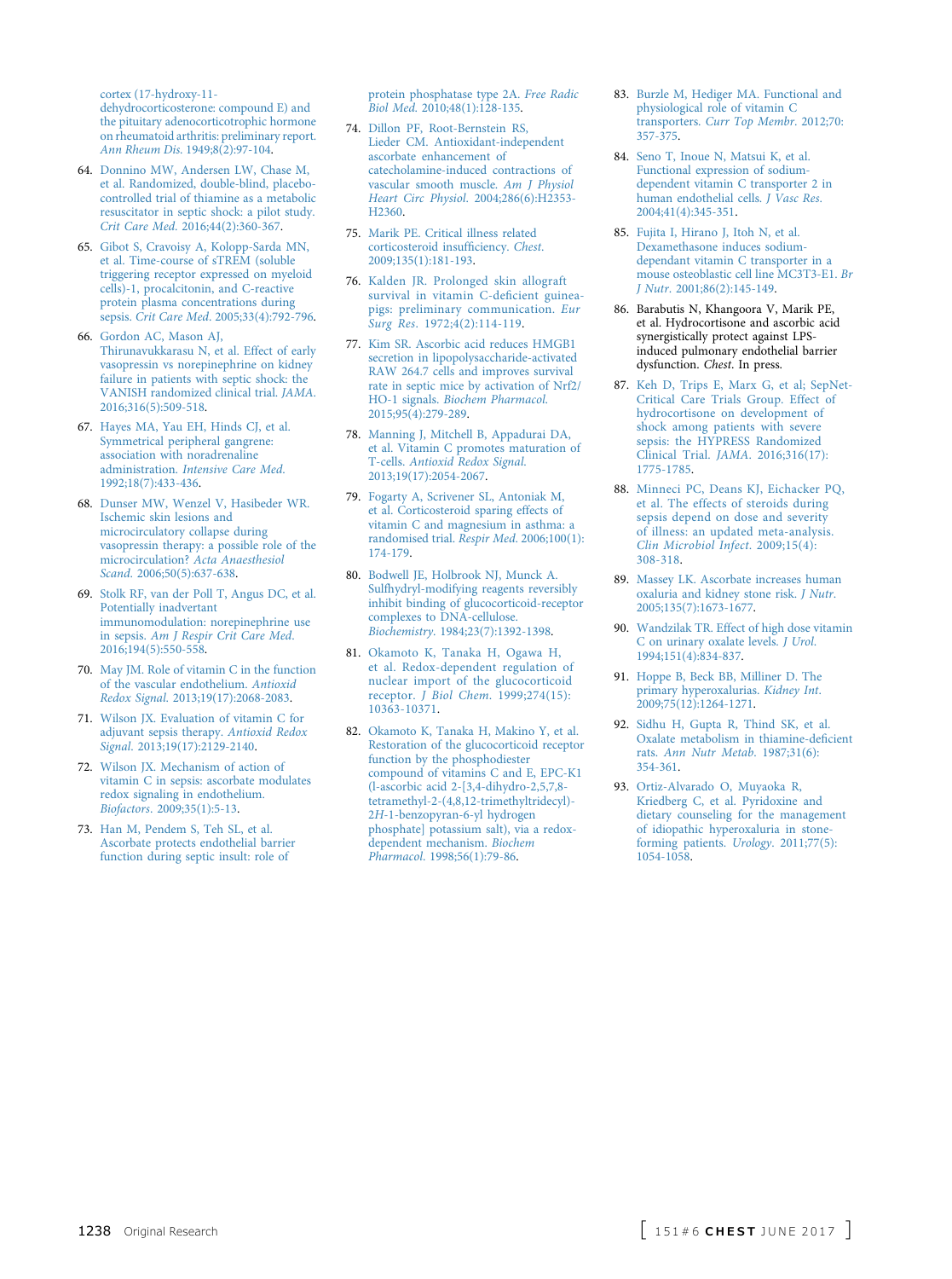cortex (17-hydroxy-11-dehydrocorticosterone: compound E) and the pituitary adenocorticotrophic hormone on rheumatoid arthritis: preliminary report. *Ann Rheum Dis*. 1949;8(2):97-104.

64. Donnino MW, Andersen LW, Chase M, et al. Randomized, double-blind, placebo-controlled trial of thiamine as a metabolic resuscitator in septic shock: a pilot study. *Crit Care Med*. 2016;44(2):360-367.

65. Gibot S, Cravoisy A, Kolopp-Sarda MN, et al. Time-course of sTREM (soluble triggering receptor expressed on myeloid cells)-1, procalcitonin, and C-reactive protein plasma concentrations during sepsis. *Crit Care Med*. 2005;33(4):792-796.

66. Gordon AC, Mason AJ, Thirunavukkarasu N, et al. Effect of early vasopressin vs norepinephrine on kidney failure in patients with septic shock: the VANISH randomized clinical trial. *JAMA*. 2016;316(5):509-518.

67. Hayes MA, Yau EH, Hinds CJ, et al. Symmetrical peripheral gangrene: association with noradrenaline administration. *Intensive Care Med*. 1992;18(7):433-436.

68. Dunser MW, Wenzel V, Hasibeder WR. Ischemic skin lesions and microcirculatory collapse during vasopressin therapy: a possible role of the microcirculation? *Acta Anaesthesiol Scand*. 2006;50(5):637-638.

69. Stolk RF, van der Poll T, Angus DC, et al. Potentially inadvertant immunomodulation: norepinephrine use in sepsis. *Am J Respir Crit Care Med*. 2016;194(5):550-558.

70. May JM. Role of vitamin C in the function of the vascular endothelium. *Antioxid Redox Signal*. 2013;19(17):2068-2083.

71. Wilson JX. Evaluation of vitamin C for adjuvant sepsis therapy. *Antioxid Redox Signal*. 2013;19(17):2129-2140.

72. Wilson JX. Mechanism of action of vitamin C in sepsis: ascorbate modulates redox signaling in endothelium. *Biofactors*. 2009;35(1):5-13.

73. Han M, Pendem S, Teh SL, et al. Ascorbate protects endothelial barrier function during septic insult: role of protein phosphatase type 2A. *Free Radic Biol Med*. 2010;48(1):128-135.

74. Dillon PF, Root-Bernstein RS, Lieder CM. Antioxidant-independent ascorbate enhancement of catecholamine-induced contractions of vascular smooth muscle. *Am J Physiol Heart Circ Physiol*. 2004;286(6):H2353-H2360.

75. Marik PE. Critical illness related corticosteroid insufficiency. *Chest*. 2009;135(1):181-193.

76. Kalden JR. Prolonged skin allograft survival in vitamin C-deficient guinea-pigs: preliminary communication. *Eur Surg Res*. 1972;4(2):114-119.

77. Kim SR. Ascorbic acid reduces HMGB1 secretion in lipopolysaccharide-activated RAW 264.7 cells and improves survival rate in septic mice by activation of Nrf2/HO-1 signals. *Biochem Pharmacol*. 2015;95(4):279-289.

78. Manning J, Mitchell B, Appadurai DA, et al. Vitamin C promotes maturation of T-cells. *Antioxid Redox Signal*. 2013;19(17):2054-2067.

79. Fogarty A, Scrivener SL, Antoniak M, et al. Corticosteroid sparing effects of vitamin C and magnesium in asthma: a randomised trial. *Respir Med*. 2006;100(1):174-179.

80. Bodwell JE, Holbrook NJ, Munck A. Sulfhydryl-modifying reagents reversibly inhibit binding of glucocorticoid-receptor complexes to DNA-cellulose. *Biochemistry*. 1984;23(7):1392-1398.

81. Okamoto K, Tanaka H, Ogawa H, et al. Redox-dependent regulation of nuclear import of the glucocorticoid receptor. *J Biol Chem*. 1999;274(15):10363-10371.

82. Okamoto K, Tanaka H, Makino Y, et al. Restoration of the glucocorticoid receptor function by the phosphodiester compound of vitamins C and E, EPC-K1 (l-ascorbic acid 2-[3,4-dihydro-2,5,7,8-tetramethyl-2-(4,8,12-trimethyltridecyl)-2*H*-1-benzopyran-6-yl hydrogen phosphate] potassium salt), via a redox-dependent mechanism. *Biochem Pharmacol*. 1998;56(1):79-86.

83. Burzle M, Hediger MA. Functional and physiological role of vitamin C transporters. *Curr Top Membr*. 2012;70:357-375.

84. Seno T, Inoue N, Matsui K, et al. Functional expression of sodium-dependent vitamin C transporter 2 in human endothelial cells. *J Vasc Res*. 2004;41(4):345-351.

85. Fujita I, Hirano J, Itoh N, et al. Dexamethasone induces sodium-dependant vitamin C transporter in a mouse osteoblastic cell line MC3T3-E1. *Br J Nutr*. 2001;86(2):145-149.

86. Barabutis N, Khangoora V, Marik PE, et al. Hydrocortisone and ascorbic acid synergistically protect against LPS-induced pulmonary endothelial barrier dysfunction. *Chest*. In press.

87. Keh D, Trips E, Marx G, et al; SepNet-Critical Care Trials Group. Effect of hydrocortisone on development of shock among patients with severe sepsis: the HYPRESS Randomized Clinical Trial. *JAMA*. 2016;316(17):1775-1785.

88. Minneci PC, Deans KJ, Eichacker PQ, et al. The effects of steroids during sepsis depend on dose and severity of illness: an updated meta-analysis. *Clin Microbiol Infect*. 2009;15(4):308-318.

89. Massey LK. Ascorbate increases human oxaluria and kidney stone risk. *J Nutr*. 2005;135(7):1673-1677.

90. Wandzilak TR. Effect of high dose vitamin C on urinary oxalate levels. *J Urol*. 1994;151(4):834-837.

91. Hoppe B, Beck BB, Milliner D. The primary hyperoxalurias. *Kidney Int*. 2009;75(12):1264-1271.

92. Sidhu H, Gupta R, Thind SK, et al. Oxalate metabolism in thiamine-deficient rats. *Ann Nutr Metab*. 1987;31(6):354-361.

93. Ortiz-Alvarado O, Miyaoka R, Kriedberg C, et al. Pyridoxine and dietary counseling for the management of idiopathic hyperoxaluria in stone-forming patients. *Urology*. 2011;77(5):1054-1058.